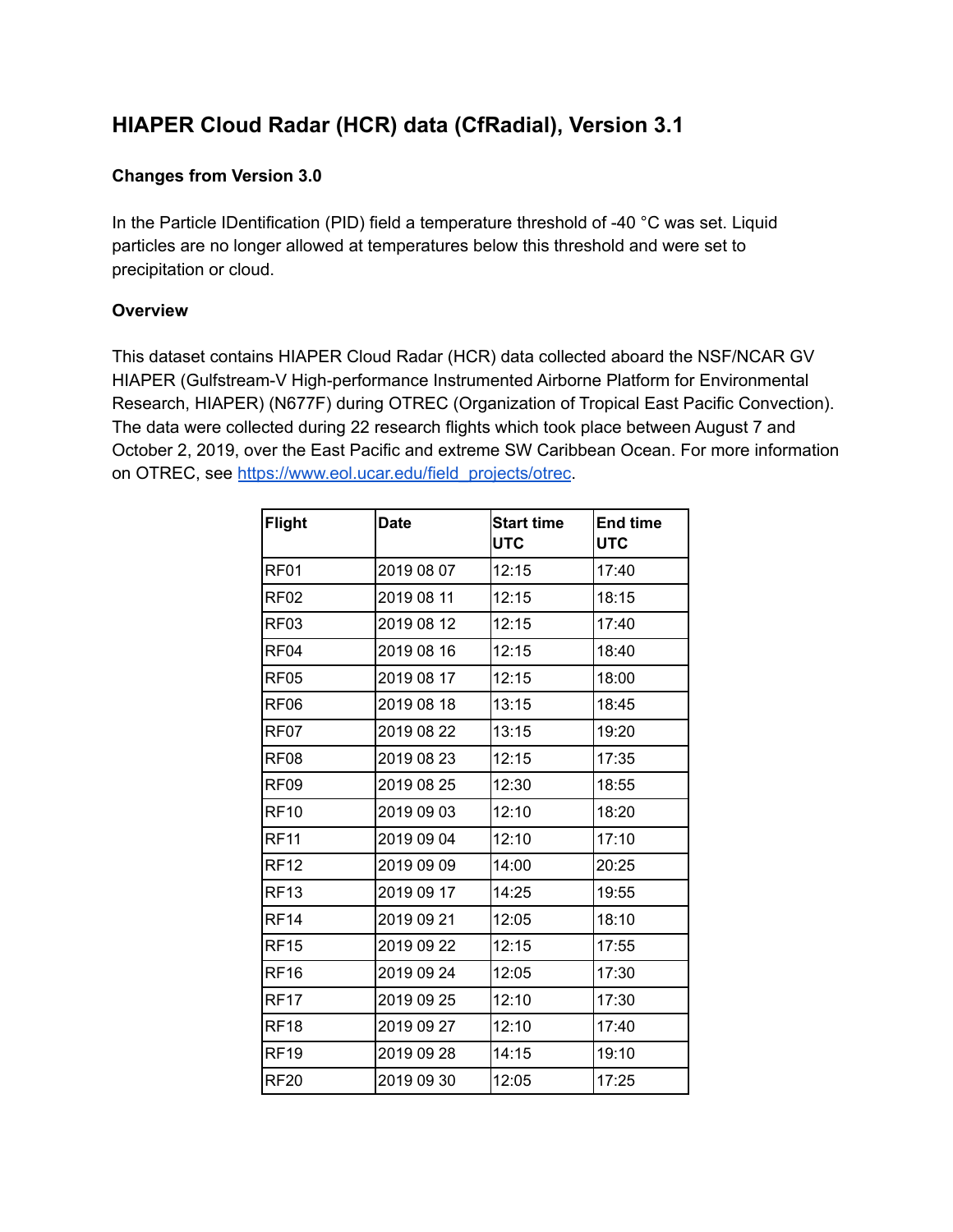# HIAPER Cloud Radar (HCR) data (CfRadial), Version 3.1

### Changes from Version 3.0

In the Particle IDentification (PID) field a temperature threshold of -40 °C was set. Liquid particles are no longer allowed at temperatures below this threshold and were set to precipitation or cloud.

### Overview

This dataset contains HIAPER Cloud Radar (HCR) data collected aboard the NSF/NCAR GV HIAPER (Gulfstream-V High-performance Instrumented Airborne Platform for Environmental Research, HIAPER) (N677F) during OTREC (Organization of Tropical East Pacific Convection). The data were collected during 22 research flights which took place between August 7 and October 2, 2019, over the East Pacific and extreme SW Caribbean Ocean. For more information on OTREC, see https://www.eol.ucar.edu/field_projects/otrec.

| Flight | Date | Start time UTC | End time UTC |
|---|---|---|---|
| RF01 | 2019 08 07 | 12:15 | 17:40 |
| RF02 | 2019 08 11 | 12:15 | 18:15 |
| RF03 | 2019 08 12 | 12:15 | 17:40 |
| RF04 | 2019 08 16 | 12:15 | 18:40 |
| RF05 | 2019 08 17 | 12:15 | 18:00 |
| RF06 | 2019 08 18 | 13:15 | 18:45 |
| RF07 | 2019 08 22 | 13:15 | 19:20 |
| RF08 | 2019 08 23 | 12:15 | 17:35 |
| RF09 | 2019 08 25 | 12:30 | 18:55 |
| RF10 | 2019 09 03 | 12:10 | 18:20 |
| RF11 | 2019 09 04 | 12:10 | 17:10 |
| RF12 | 2019 09 09 | 14:00 | 20:25 |
| RF13 | 2019 09 17 | 14:25 | 19:55 |
| RF14 | 2019 09 21 | 12:05 | 18:10 |
| RF15 | 2019 09 22 | 12:15 | 17:55 |
| RF16 | 2019 09 24 | 12:05 | 17:30 |
| RF17 | 2019 09 25 | 12:10 | 17:30 |
| RF18 | 2019 09 27 | 12:10 | 17:40 |
| RF19 | 2019 09 28 | 14:15 | 19:10 |
| RF20 | 2019 09 30 | 12:05 | 17:25 |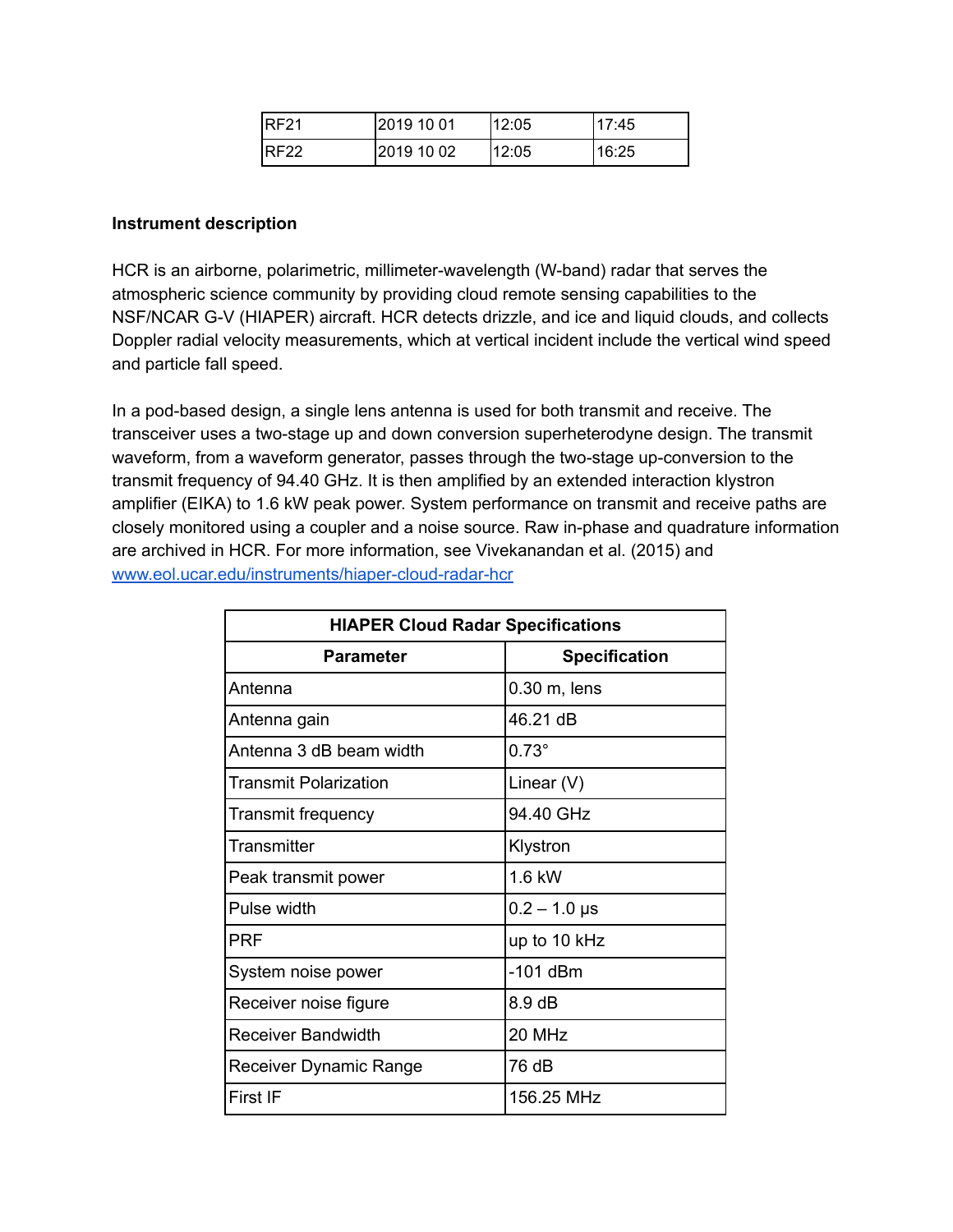| RF21 | 2019 10 01 | 12:05 | 17:45 |
|---|---|---|---|
| RF22 | 2019 10 02 | 12:05 | 16:25 |

**Instrument description**

HCR is an airborne, polarimetric, millimeter-wavelength (W-band) radar that serves the atmospheric science community by providing cloud remote sensing capabilities to the NSF/NCAR G-V (HIAPER) aircraft. HCR detects drizzle, and ice and liquid clouds, and collects Doppler radial velocity measurements, which at vertical incident include the vertical wind speed and particle fall speed.

In a pod-based design, a single lens antenna is used for both transmit and receive. The transceiver uses a two-stage up and down conversion superheterodyne design. The transmit waveform, from a waveform generator, passes through the two-stage up-conversion to the transmit frequency of 94.40 GHz. It is then amplified by an extended interaction klystron amplifier (EIKA) to 1.6 kW peak power. System performance on transmit and receive paths are closely monitored using a coupler and a noise source. Raw in-phase and quadrature information are archived in HCR. For more information, see Vivekanandan et al. (2015) and [www.eol.ucar.edu/instruments/hiaper-cloud-radar-hcr](www.eol.ucar.edu/instruments/hiaper-cloud-radar-hcr)

| HIAPER Cloud Radar Specifications | |
|---|---|
| **Parameter** | **Specification** |
| Antenna | 0.30 m, lens |
| Antenna gain | 46.21 dB |
| Antenna 3 dB beam width | 0.73° |
| Transmit Polarization | Linear (V) |
| Transmit frequency | 94.40 GHz |
| Transmitter | Klystron |
| Peak transmit power | 1.6 kW |
| Pulse width | 0.2 – 1.0 μs |
| PRF | up to 10 kHz |
| System noise power | -101 dBm |
| Receiver noise figure | 8.9 dB |
| Receiver Bandwidth | 20 MHz |
| Receiver Dynamic Range | 76 dB |
| First IF | 156.25 MHz |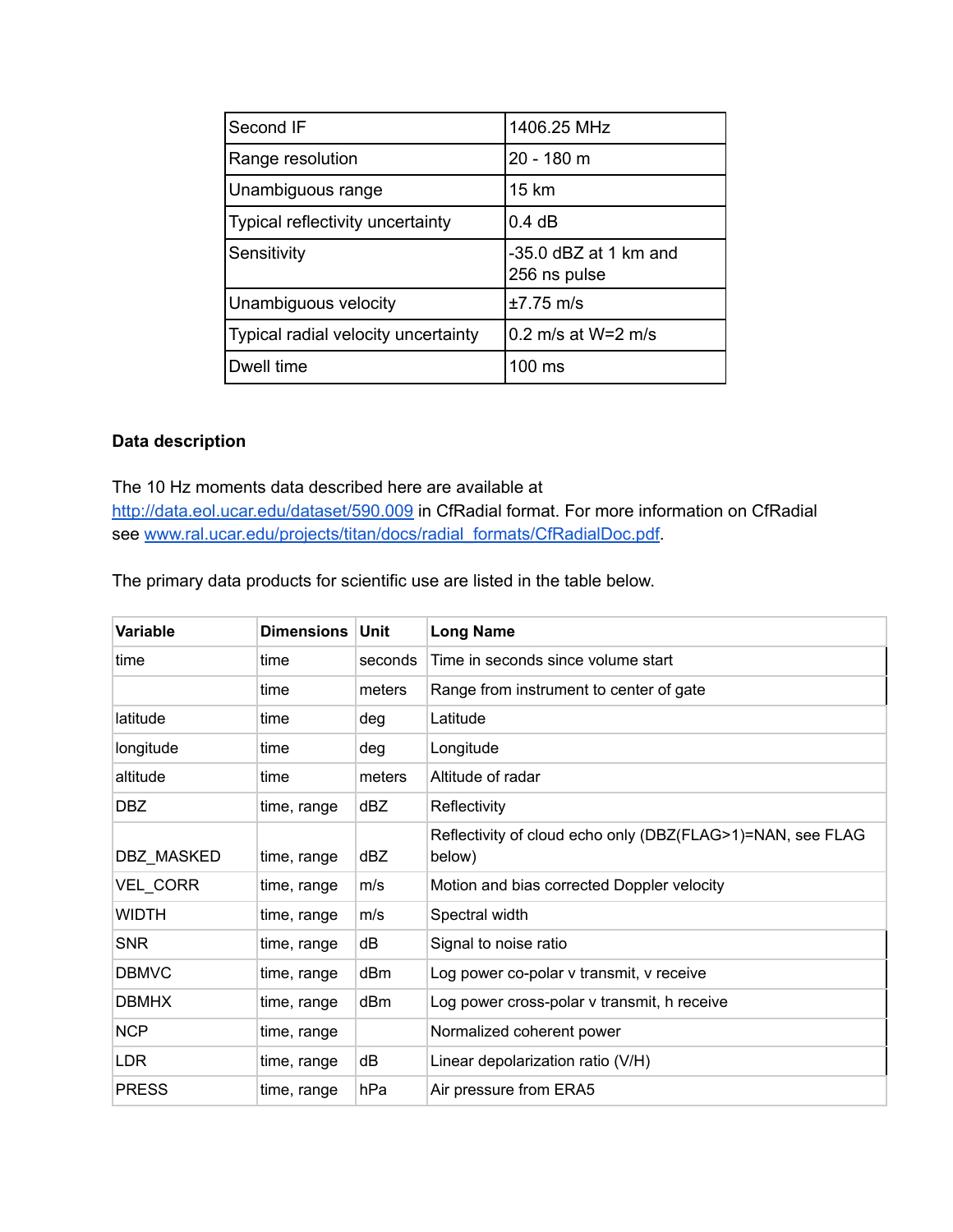| Second IF | 1406.25 MHz |
|---|---|
| Range resolution | 20 - 180 m |
| Unambiguous range | 15 km |
| Typical reflectivity uncertainty | 0.4 dB |
| Sensitivity | -35.0 dBZ at 1 km and 256 ns pulse |
| Unambiguous velocity | ±7.75 m/s |
| Typical radial velocity uncertainty | 0.2 m/s at W=2 m/s |
| Dwell time | 100 ms |

**Data description**

The 10 Hz moments data described here are available at http://data.eol.ucar.edu/dataset/590.009 in CfRadial format. For more information on CfRadial see www.ral.ucar.edu/projects/titan/docs/radial_formats/CfRadialDoc.pdf.

The primary data products for scientific use are listed in the table below.

| Variable | Dimensions | Unit | Long Name |
|---|---|---|---|
| time | time | seconds | Time in seconds since volume start |
| | time | meters | Range from instrument to center of gate |
| latitude | time | deg | Latitude |
| longitude | time | deg | Longitude |
| altitude | time | meters | Altitude of radar |
| DBZ | time, range | dBZ | Reflectivity |
| DBZ_MASKED | time, range | dBZ | Reflectivity of cloud echo only (DBZ(FLAG>1)=NAN, see FLAG below) |
| VEL_CORR | time, range | m/s | Motion and bias corrected Doppler velocity |
| WIDTH | time, range | m/s | Spectral width |
| SNR | time, range | dB | Signal to noise ratio |
| DBMVC | time, range | dBm | Log power co-polar v transmit, v receive |
| DBMHX | time, range | dBm | Log power cross-polar v transmit, h receive |
| NCP | time, range | | Normalized coherent power |
| LDR | time, range | dB | Linear depolarization ratio (V/H) |
| PRESS | time, range | hPa | Air pressure from ERA5 |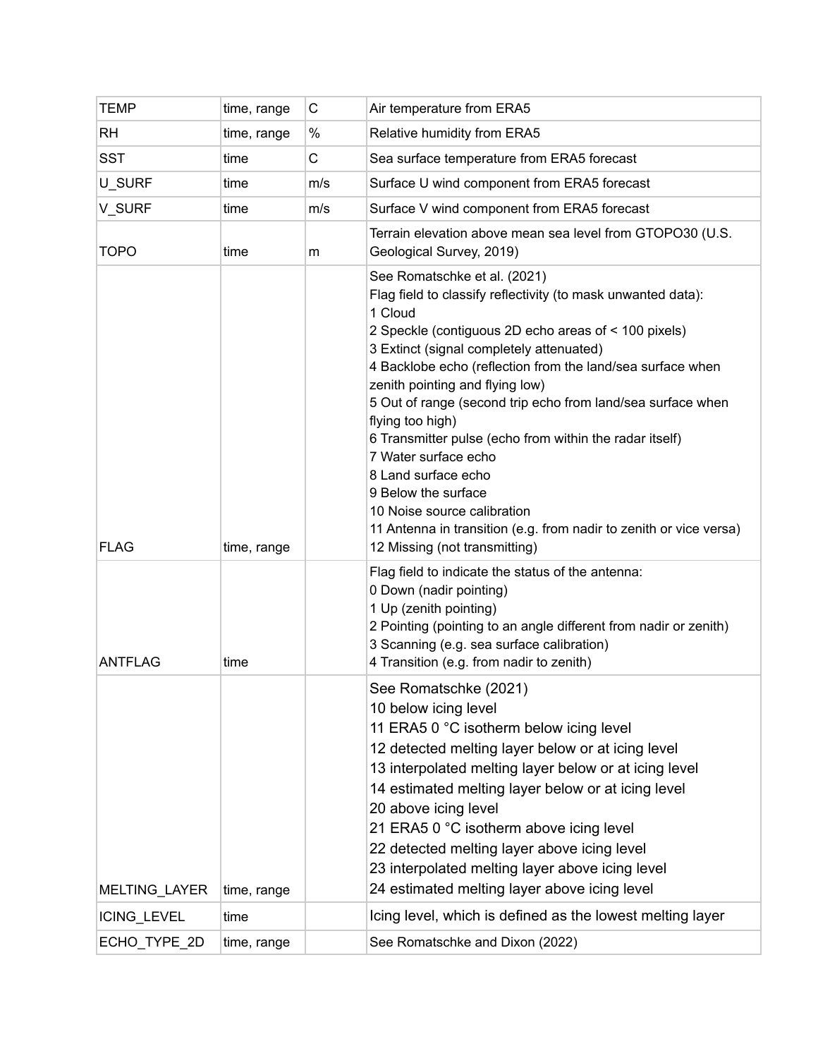| TEMP | time, range | C | Air temperature from ERA5 |
|---|---|---|---|
| RH | time, range | % | Relative humidity from ERA5 |
| SST | time | C | Sea surface temperature from ERA5 forecast |
| U_SURF | time | m/s | Surface U wind component from ERA5 forecast |
| V_SURF | time | m/s | Surface V wind component from ERA5 forecast |
| TOPO | time | m | Terrain elevation above mean sea level from GTOPO30 (U.S. Geological Survey, 2019) |
| FLAG | time, range | | See Romatschke et al. (2021)<br>Flag field to classify reflectivity (to mask unwanted data):<br>1 Cloud<br>2 Speckle (contiguous 2D echo areas of < 100 pixels)<br>3 Extinct (signal completely attenuated)<br>4 Backlobe echo (reflection from the land/sea surface when zenith pointing and flying low)<br>5 Out of range (second trip echo from land/sea surface when flying too high)<br>6 Transmitter pulse (echo from within the radar itself)<br>7 Water surface echo<br>8 Land surface echo<br>9 Below the surface<br>10 Noise source calibration<br>11 Antenna in transition (e.g. from nadir to zenith or vice versa)<br>12 Missing (not transmitting) |
| ANTFLAG | time | | Flag field to indicate the status of the antenna:<br>0 Down (nadir pointing)<br>1 Up (zenith pointing)<br>2 Pointing (pointing to an angle different from nadir or zenith)<br>3 Scanning (e.g. sea surface calibration)<br>4 Transition (e.g. from nadir to zenith) |
| MELTING_LAYER | time, range | | See Romatschke (2021)<br>10 below icing level<br>11 ERA5 0 °C isotherm below icing level<br>12 detected melting layer below or at icing level<br>13 interpolated melting layer below or at icing level<br>14 estimated melting layer below or at icing level<br>20 above icing level<br>21 ERA5 0 °C isotherm above icing level<br>22 detected melting layer above icing level<br>23 interpolated melting layer above icing level<br>24 estimated melting layer above icing level |
| ICING_LEVEL | time | | Icing level, which is defined as the lowest melting layer |
| ECHO_TYPE_2D | time, range | | See Romatschke and Dixon (2022) |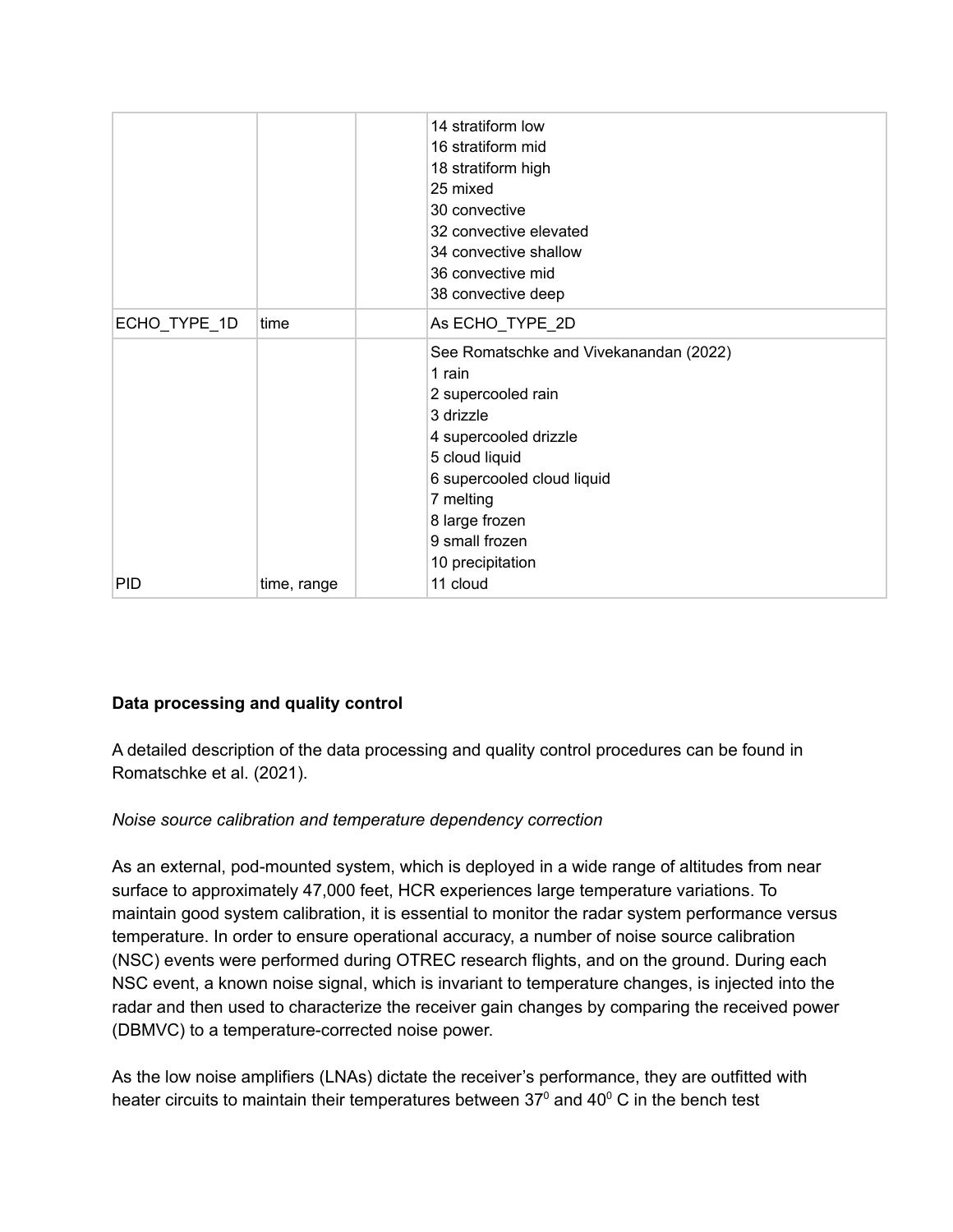| | | | |
|---|---|---|---|
| | | | 14 stratiform low<br>16 stratiform mid<br>18 stratiform high<br>25 mixed<br>30 convective<br>32 convective elevated<br>34 convective shallow<br>36 convective mid<br>38 convective deep |
| ECHO_TYPE_1D | time | | As ECHO_TYPE_2D |
| PID | time, range | | See Romatschke and Vivekanandan (2022)<br>1 rain<br>2 supercooled rain<br>3 drizzle<br>4 supercooled drizzle<br>5 cloud liquid<br>6 supercooled cloud liquid<br>7 melting<br>8 large frozen<br>9 small frozen<br>10 precipitation<br>11 cloud |

**Data processing and quality control**

A detailed description of the data processing and quality control procedures can be found in Romatschke et al. (2021).

*Noise source calibration and temperature dependency correction*

As an external, pod-mounted system, which is deployed in a wide range of altitudes from near surface to approximately 47,000 feet, HCR experiences large temperature variations. To maintain good system calibration, it is essential to monitor the radar system performance versus temperature. In order to ensure operational accuracy, a number of noise source calibration (NSC) events were performed during OTREC research flights, and on the ground. During each NSC event, a known noise signal, which is invariant to temperature changes, is injected into the radar and then used to characterize the receiver gain changes by comparing the received power (DBMVC) to a temperature-corrected noise power.

As the low noise amplifiers (LNAs) dictate the receiver's performance, they are outfitted with heater circuits to maintain their temperatures between $37^0$ and $40^0$ C in the bench test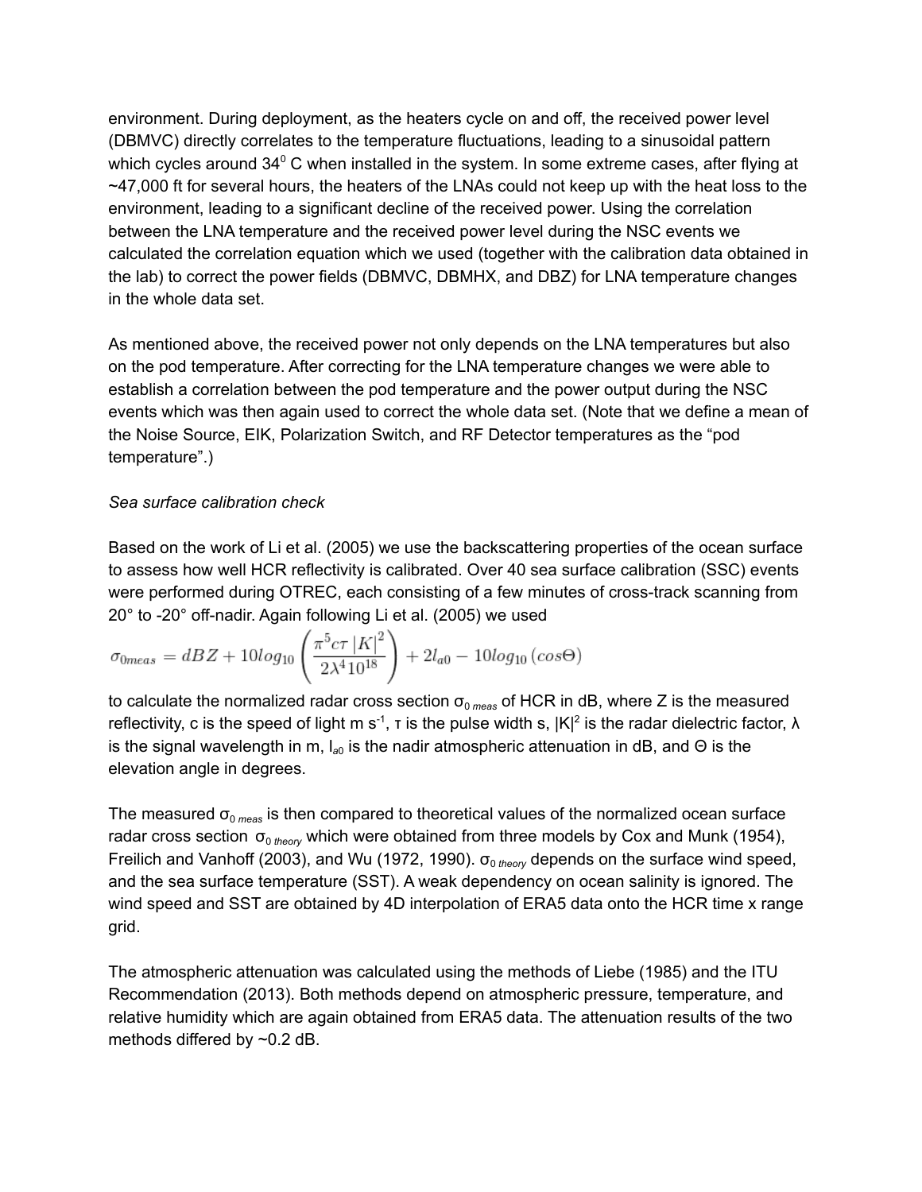environment. During deployment, as the heaters cycle on and off, the received power level (DBMVC) directly correlates to the temperature fluctuations, leading to a sinusoidal pattern which cycles around $34^0$ C when installed in the system. In some extreme cases, after flying at ~47,000 ft for several hours, the heaters of the LNAs could not keep up with the heat loss to the environment, leading to a significant decline of the received power. Using the correlation between the LNA temperature and the received power level during the NSC events we calculated the correlation equation which we used (together with the calibration data obtained in the lab) to correct the power fields (DBMVC, DBMHX, and DBZ) for LNA temperature changes in the whole data set.

As mentioned above, the received power not only depends on the LNA temperatures but also on the pod temperature. After correcting for the LNA temperature changes we were able to establish a correlation between the pod temperature and the power output during the NSC events which was then again used to correct the whole data set. (Note that we define a mean of the Noise Source, EIK, Polarization Switch, and RF Detector temperatures as the "pod temperature".)

*Sea surface calibration check*

Based on the work of Li et al. (2005) we use the backscattering properties of the ocean surface to assess how well HCR reflectivity is calibrated. Over 40 sea surface calibration (SSC) events were performed during OTREC, each consisting of a few minutes of cross-track scanning from 20° to -20° off-nadir. Again following Li et al. (2005) we used

$$\sigma_{0meas} = dBZ + 10log_{10}\left(\frac{\pi^5 c\tau\,|K|^2}{2\lambda^4 10^{18}}\right) + 2l_{a0} - 10log_{10}\left(cos\Theta\right)$$

to calculate the normalized radar cross section $\sigma_{0\,meas}$ of HCR in dB, where Z is the measured reflectivity, c is the speed of light m $s^{-1}$, $\tau$ is the pulse width s, $|K|^2$ is the radar dielectric factor, $\lambda$ is the signal wavelength in m, $l_{a0}$ is the nadir atmospheric attenuation in dB, and $\Theta$ is the elevation angle in degrees.

The measured $\sigma_{0\,meas}$ is then compared to theoretical values of the normalized ocean surface radar cross section $\sigma_{0\,theory}$ which were obtained from three models by Cox and Munk (1954), Freilich and Vanhoff (2003), and Wu (1972, 1990). $\sigma_{0\,theory}$ depends on the surface wind speed, and the sea surface temperature (SST). A weak dependency on ocean salinity is ignored. The wind speed and SST are obtained by 4D interpolation of ERA5 data onto the HCR time x range grid.

The atmospheric attenuation was calculated using the methods of Liebe (1985) and the ITU Recommendation (2013). Both methods depend on atmospheric pressure, temperature, and relative humidity which are again obtained from ERA5 data. The attenuation results of the two methods differed by ~0.2 dB.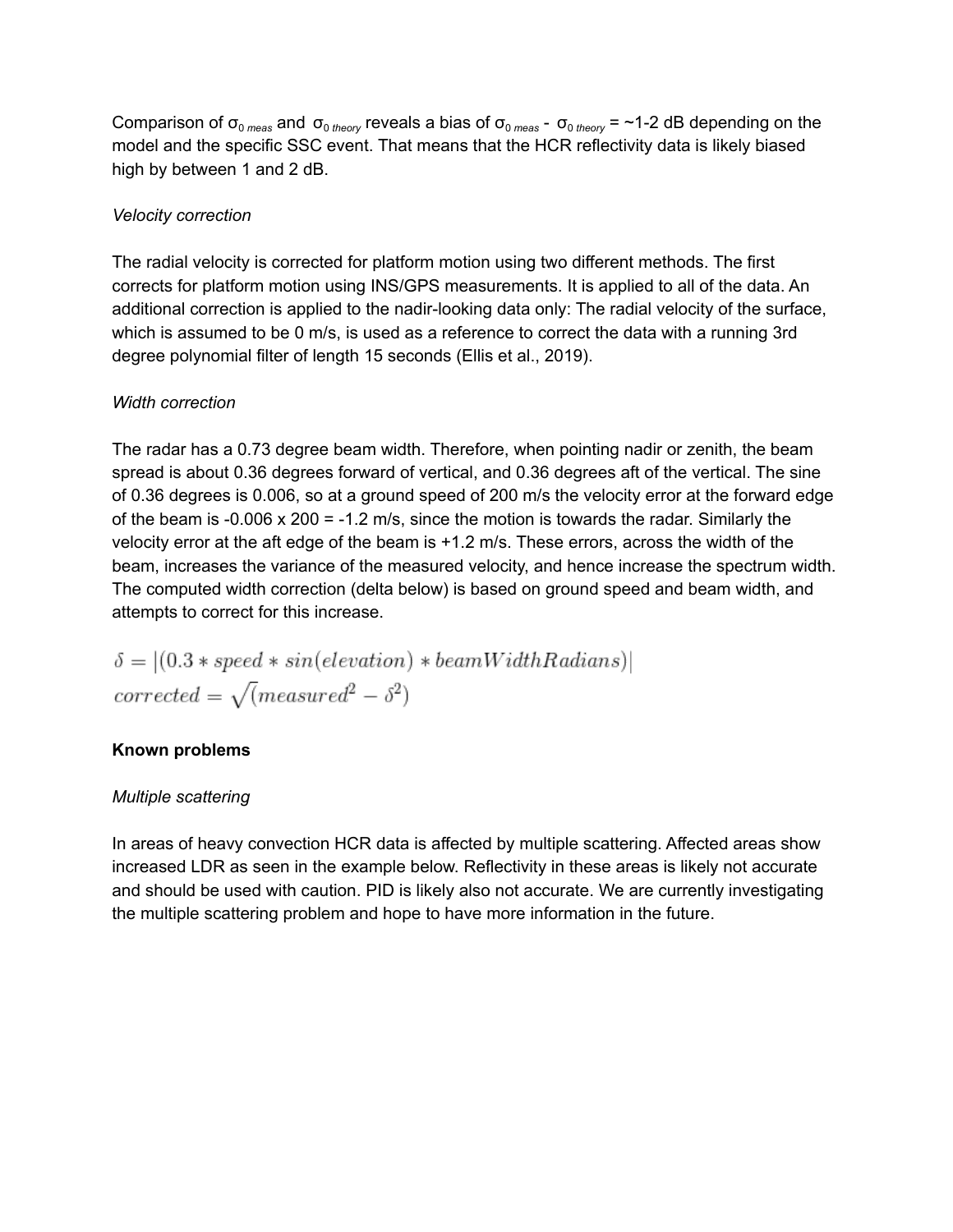Comparison of $\sigma_{0\ meas}$ and $\sigma_{0\ theory}$ reveals a bias of $\sigma_{0\ meas}$ - $\sigma_{0\ theory}$ = ~1-2 dB depending on the model and the specific SSC event. That means that the HCR reflectivity data is likely biased high by between 1 and 2 dB.

*Velocity correction*

The radial velocity is corrected for platform motion using two different methods. The first corrects for platform motion using INS/GPS measurements. It is applied to all of the data. An additional correction is applied to the nadir-looking data only: The radial velocity of the surface, which is assumed to be 0 m/s, is used as a reference to correct the data with a running 3rd degree polynomial filter of length 15 seconds (Ellis et al., 2019).

*Width correction*

The radar has a 0.73 degree beam width. Therefore, when pointing nadir or zenith, the beam spread is about 0.36 degrees forward of vertical, and 0.36 degrees aft of the vertical. The sine of 0.36 degrees is 0.006, so at a ground speed of 200 m/s the velocity error at the forward edge of the beam is -0.006 x 200 = -1.2 m/s, since the motion is towards the radar. Similarly the velocity error at the aft edge of the beam is +1.2 m/s. These errors, across the width of the beam, increases the variance of the measured velocity, and hence increase the spectrum width. The computed width correction (delta below) is based on ground speed and beam width, and attempts to correct for this increase.

$$\delta = |(0.3 * speed * sin(elevation) * beamWidthRadians)|$$
$$corrected = \sqrt{(measured^2 - \delta^2)}$$

**Known problems**

*Multiple scattering*

In areas of heavy convection HCR data is affected by multiple scattering. Affected areas show increased LDR as seen in the example below. Reflectivity in these areas is likely not accurate and should be used with caution. PID is likely also not accurate. We are currently investigating the multiple scattering problem and hope to have more information in the future.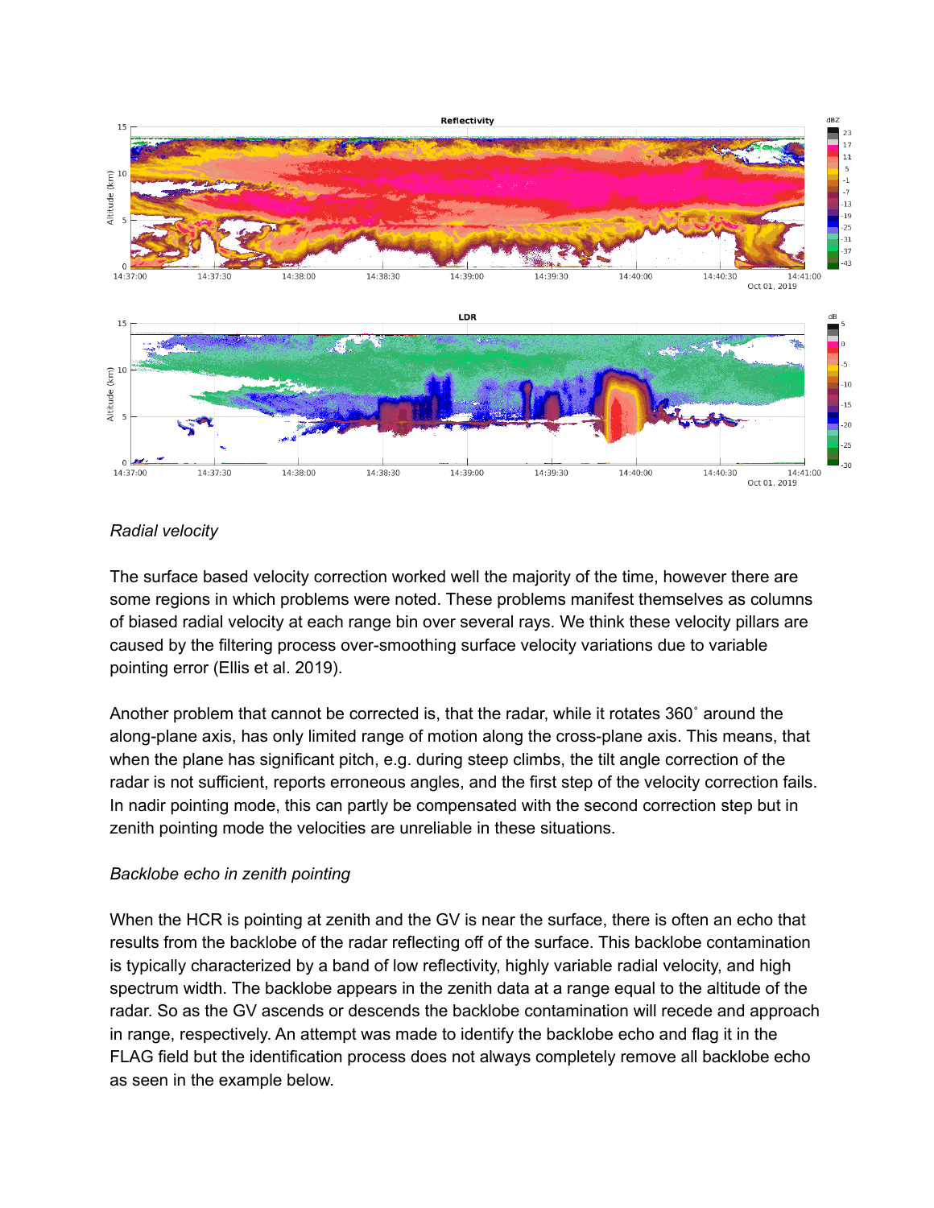*Radial velocity*

The surface based velocity correction worked well the majority of the time, however there are some regions in which problems were noted. These problems manifest themselves as columns of biased radial velocity at each range bin over several rays. We think these velocity pillars are caused by the filtering process over-smoothing surface velocity variations due to variable pointing error (Ellis et al. 2019).

Another problem that cannot be corrected is, that the radar, while it rotates 360˚ around the along-plane axis, has only limited range of motion along the cross-plane axis. This means, that when the plane has significant pitch, e.g. during steep climbs, the tilt angle correction of the radar is not sufficient, reports erroneous angles, and the first step of the velocity correction fails. In nadir pointing mode, this can partly be compensated with the second correction step but in zenith pointing mode the velocities are unreliable in these situations.

*Backlobe echo in zenith pointing*

When the HCR is pointing at zenith and the GV is near the surface, there is often an echo that results from the backlobe of the radar reflecting off of the surface. This backlobe contamination is typically characterized by a band of low reflectivity, highly variable radial velocity, and high spectrum width. The backlobe appears in the zenith data at a range equal to the altitude of the radar. So as the GV ascends or descends the backlobe contamination will recede and approach in range, respectively. An attempt was made to identify the backlobe echo and flag it in the FLAG field but the identification process does not always completely remove all backlobe echo as seen in the example below.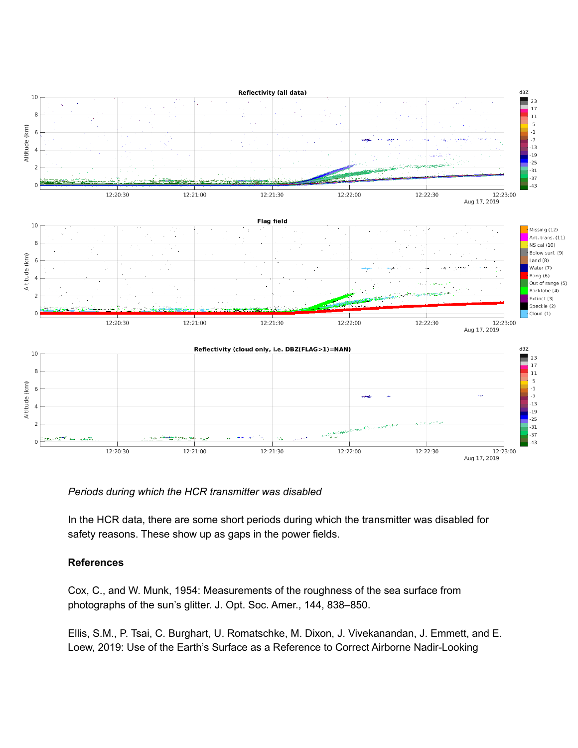*Periods during which the HCR transmitter was disabled*

In the HCR data, there are some short periods during which the transmitter was disabled for safety reasons. These show up as gaps in the power fields.

### References

Cox, C., and W. Munk, 1954: Measurements of the roughness of the sea surface from photographs of the sun's glitter. J. Opt. Soc. Amer., 144, 838–850.

Ellis, S.M., P. Tsai, C. Burghart, U. Romatschke, M. Dixon, J. Vivekanandan, J. Emmett, and E. Loew, 2019: Use of the Earth's Surface as a Reference to Correct Airborne Nadir-Looking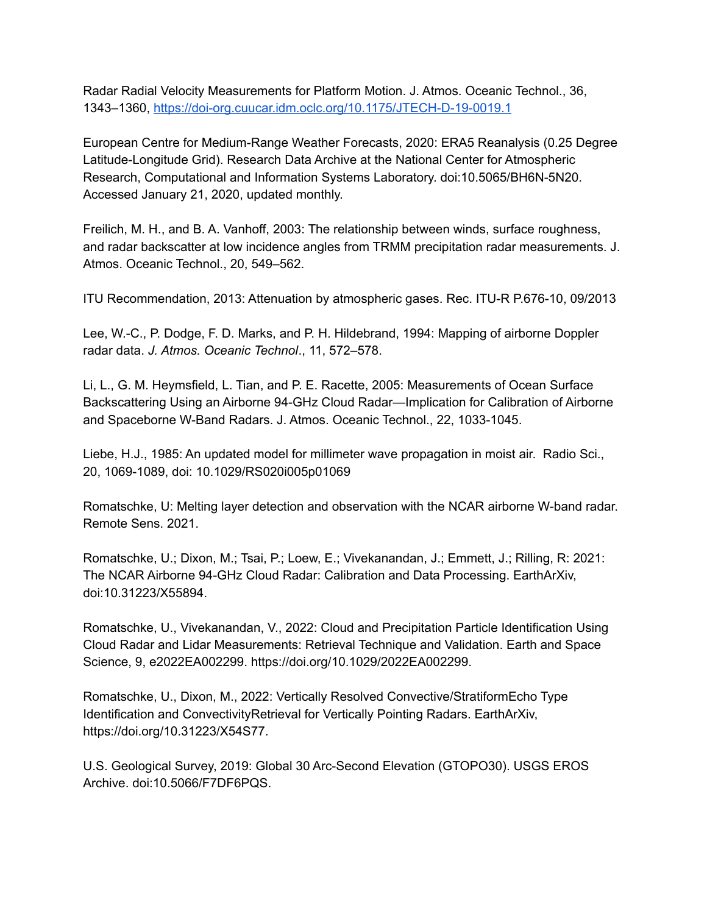Radar Radial Velocity Measurements for Platform Motion. J. Atmos. Oceanic Technol., 36, 1343–1360, https://doi-org.cuucar.idm.oclc.org/10.1175/JTECH-D-19-0019.1

European Centre for Medium-Range Weather Forecasts, 2020: ERA5 Reanalysis (0.25 Degree Latitude-Longitude Grid). Research Data Archive at the National Center for Atmospheric Research, Computational and Information Systems Laboratory. doi:10.5065/BH6N-5N20. Accessed January 21, 2020, updated monthly.

Freilich, M. H., and B. A. Vanhoff, 2003: The relationship between winds, surface roughness, and radar backscatter at low incidence angles from TRMM precipitation radar measurements. J. Atmos. Oceanic Technol., 20, 549–562.

ITU Recommendation, 2013: Attenuation by atmospheric gases. Rec. ITU-R P.676-10, 09/2013

Lee, W.-C., P. Dodge, F. D. Marks, and P. H. Hildebrand, 1994: Mapping of airborne Doppler radar data. *J. Atmos. Oceanic Technol*., 11, 572–578.

Li, L., G. M. Heymsfield, L. Tian, and P. E. Racette, 2005: Measurements of Ocean Surface Backscattering Using an Airborne 94-GHz Cloud Radar—Implication for Calibration of Airborne and Spaceborne W-Band Radars. J. Atmos. Oceanic Technol., 22, 1033-1045.

Liebe, H.J., 1985: An updated model for millimeter wave propagation in moist air. Radio Sci., 20, 1069-1089, doi: 10.1029/RS020i005p01069

Romatschke, U: Melting layer detection and observation with the NCAR airborne W-band radar. Remote Sens. 2021.

Romatschke, U.; Dixon, M.; Tsai, P.; Loew, E.; Vivekanandan, J.; Emmett, J.; Rilling, R: 2021: The NCAR Airborne 94-GHz Cloud Radar: Calibration and Data Processing. EarthArXiv, doi:10.31223/X55894.

Romatschke, U., Vivekanandan, V., 2022: Cloud and Precipitation Particle Identification Using Cloud Radar and Lidar Measurements: Retrieval Technique and Validation. Earth and Space Science, 9, e2022EA002299. https://doi.org/10.1029/2022EA002299.

Romatschke, U., Dixon, M., 2022: Vertically Resolved Convective/StratiformEcho Type Identification and ConvectivityRetrieval for Vertically Pointing Radars. EarthArXiv, https://doi.org/10.31223/X54S77.

U.S. Geological Survey, 2019: Global 30 Arc-Second Elevation (GTOPO30). USGS EROS Archive. doi:10.5066/F7DF6PQS.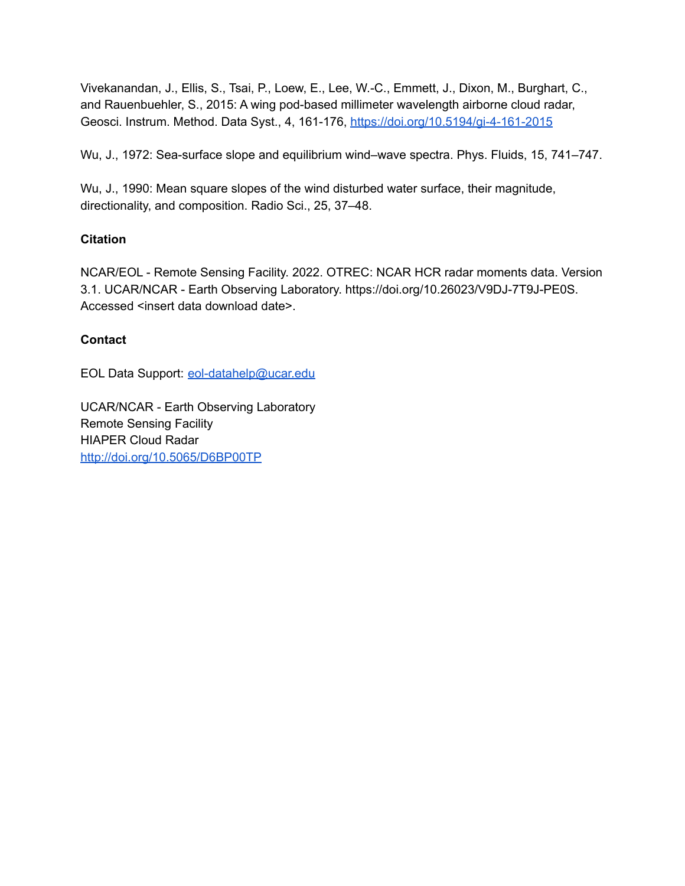Vivekanandan, J., Ellis, S., Tsai, P., Loew, E., Lee, W.-C., Emmett, J., Dixon, M., Burghart, C., and Rauenbuehler, S., 2015: A wing pod-based millimeter wavelength airborne cloud radar, Geosci. Instrum. Method. Data Syst., 4, 161-176, [https://doi.org/10.5194/gi-4-161-2015](https://doi.org/10.5194/gi-4-161-2015)

Wu, J., 1972: Sea-surface slope and equilibrium wind–wave spectra. Phys. Fluids, 15, 741–747.

Wu, J., 1990: Mean square slopes of the wind disturbed water surface, their magnitude, directionality, and composition. Radio Sci., 25, 37–48.

**Citation**

NCAR/EOL - Remote Sensing Facility. 2022. OTREC: NCAR HCR radar moments data. Version 3.1. UCAR/NCAR - Earth Observing Laboratory. https://doi.org/10.26023/V9DJ-7T9J-PE0S. Accessed <insert data download date>.

**Contact**

EOL Data Support: [eol-datahelp@ucar.edu](mailto:eol-datahelp@ucar.edu)

UCAR/NCAR - Earth Observing Laboratory
Remote Sensing Facility
HIAPER Cloud Radar
[http://doi.org/10.5065/D6BP00TP](http://doi.org/10.5065/D6BP00TP)